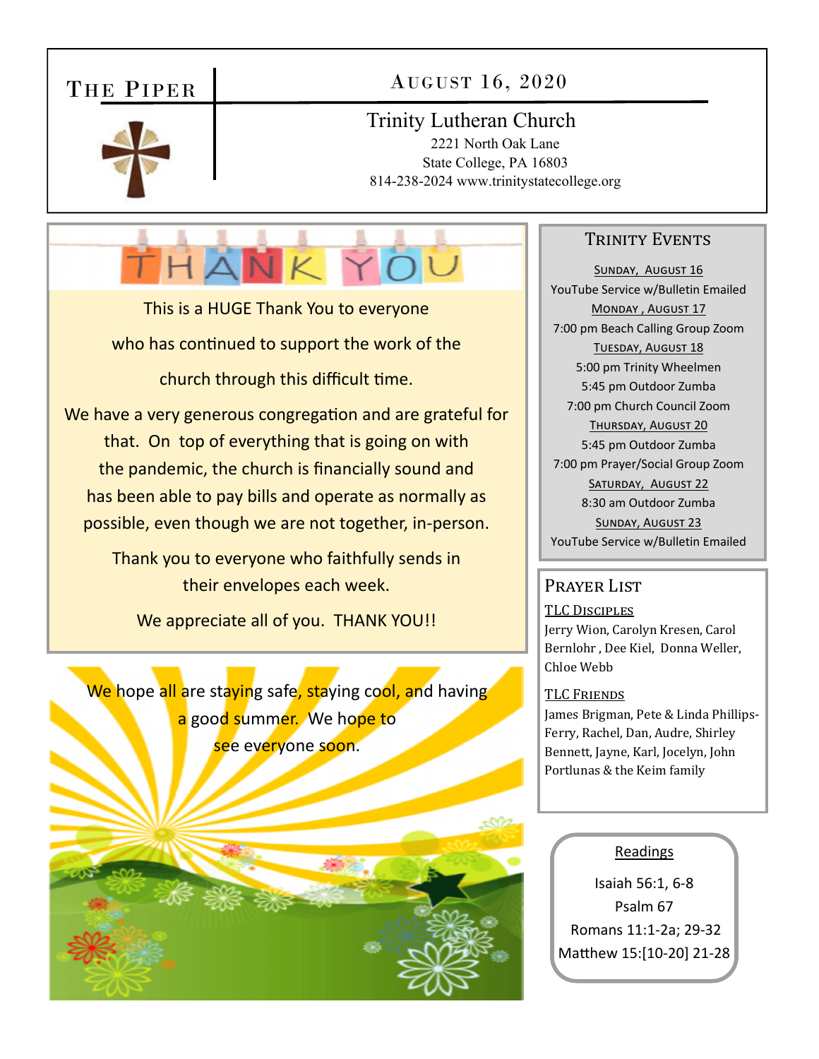# The Piper

## August 16, 2020

**Trinity Lutheran Church**
2221 North Oak Lane
State College, PA 16803
814-238-2024 www.trinitystatecollege.org

## THANK YOU

This is a HUGE Thank You to everyone who has continued to support the work of the church through this difficult time.

We have a very generous congregation and are grateful for that. On top of everything that is going on with the pandemic, the church is financially sound and has been able to pay bills and operate as normally as possible, even though we are not together, in-person.

Thank you to everyone who faithfully sends in their envelopes each week.

We appreciate all of you. THANK YOU!!

We hope all are staying safe, staying cool, and having a good summer. We hope to see everyone soon.

## Trinity Events

**Sunday, August 16**
YouTube Service w/Bulletin Emailed

**Monday , August 17**
7:00 pm Beach Calling Group Zoom

**Tuesday, August 18**
5:00 pm Trinity Wheelmen
5:45 pm Outdoor Zumba
7:00 pm Church Council Zoom

**Thursday, August 20**
5:45 pm Outdoor Zumba
7:00 pm Prayer/Social Group Zoom

**Saturday, August 22**
8:30 am Outdoor Zumba

**Sunday, August 23**
YouTube Service w/Bulletin Emailed

## Prayer List

**TLC Disciples**
Jerry Wion, Carolyn Kresen, Carol Bernlohr , Dee Kiel, Donna Weller, Chloe Webb

**TLC Friends**
James Brigman, Pete & Linda Phillips-Ferry, Rachel, Dan, Audre, Shirley Bennett, Jayne, Karl, Jocelyn, John Portlunas & the Keim family

## Readings

Isaiah 56:1, 6-8
Psalm 67
Romans 11:1-2a; 29-32
Matthew 15:[10-20] 21-28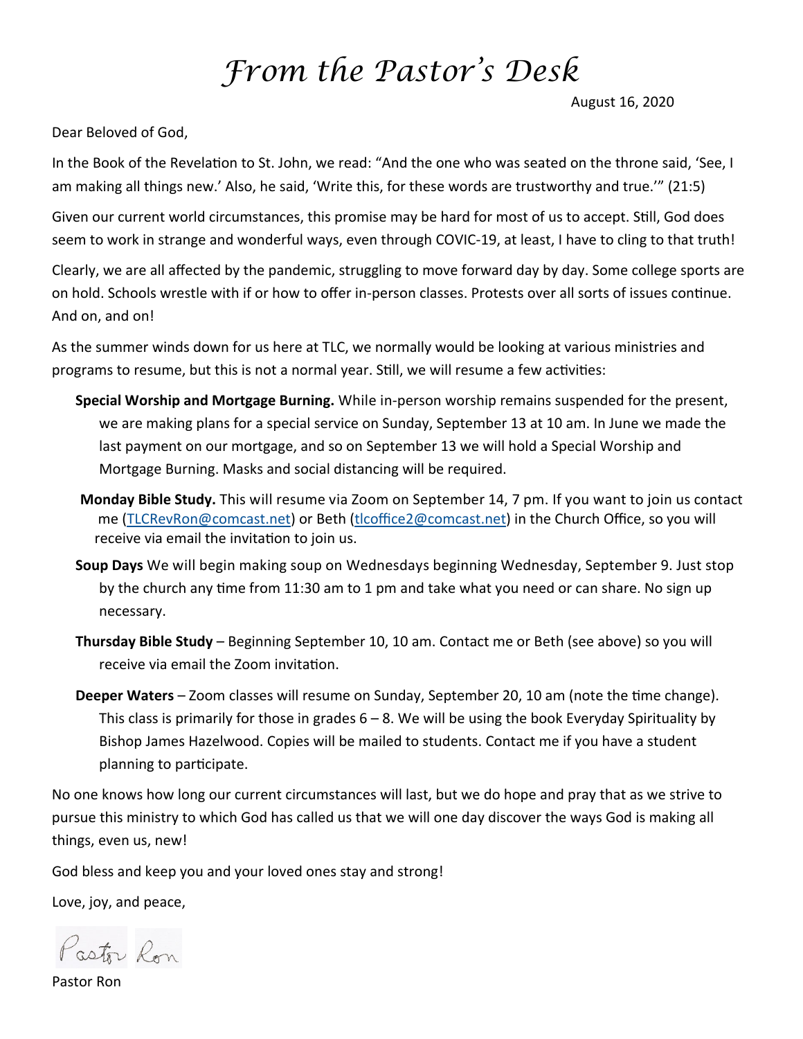# *From the Pastor's Desk*

August 16, 2020

Dear Beloved of God,

In the Book of the Revelation to St. John, we read: "And the one who was seated on the throne said, 'See, I am making all things new.' Also, he said, 'Write this, for these words are trustworthy and true.'" (21:5)

Given our current world circumstances, this promise may be hard for most of us to accept. Still, God does seem to work in strange and wonderful ways, even through COVIC-19, at least, I have to cling to that truth!

Clearly, we are all affected by the pandemic, struggling to move forward day by day. Some college sports are on hold. Schools wrestle with if or how to offer in-person classes. Protests over all sorts of issues continue. And on, and on!

As the summer winds down for us here at TLC, we normally would be looking at various ministries and programs to resume, but this is not a normal year. Still, we will resume a few activities:

**Special Worship and Mortgage Burning.** While in-person worship remains suspended for the present, we are making plans for a special service on Sunday, September 13 at 10 am. In June we made the last payment on our mortgage, and so on September 13 we will hold a Special Worship and Mortgage Burning. Masks and social distancing will be required.

**Monday Bible Study.** This will resume via Zoom on September 14, 7 pm. If you want to join us contact me (TLCRevRon@comcast.net) or Beth (tlcoffice2@comcast.net) in the Church Office, so you will receive via email the invitation to join us.

**Soup Days** We will begin making soup on Wednesdays beginning Wednesday, September 9. Just stop by the church any time from 11:30 am to 1 pm and take what you need or can share. No sign up necessary.

**Thursday Bible Study** – Beginning September 10, 10 am. Contact me or Beth (see above) so you will receive via email the Zoom invitation.

**Deeper Waters** – Zoom classes will resume on Sunday, September 20, 10 am (note the time change). This class is primarily for those in grades 6 – 8. We will be using the book Everyday Spirituality by Bishop James Hazelwood. Copies will be mailed to students. Contact me if you have a student planning to participate.

No one knows how long our current circumstances will last, but we do hope and pray that as we strive to pursue this ministry to which God has called us that we will one day discover the ways God is making all things, even us, new!

God bless and keep you and your loved ones stay and strong!

Love, joy, and peace,

Pastor Ron

Pastor Ron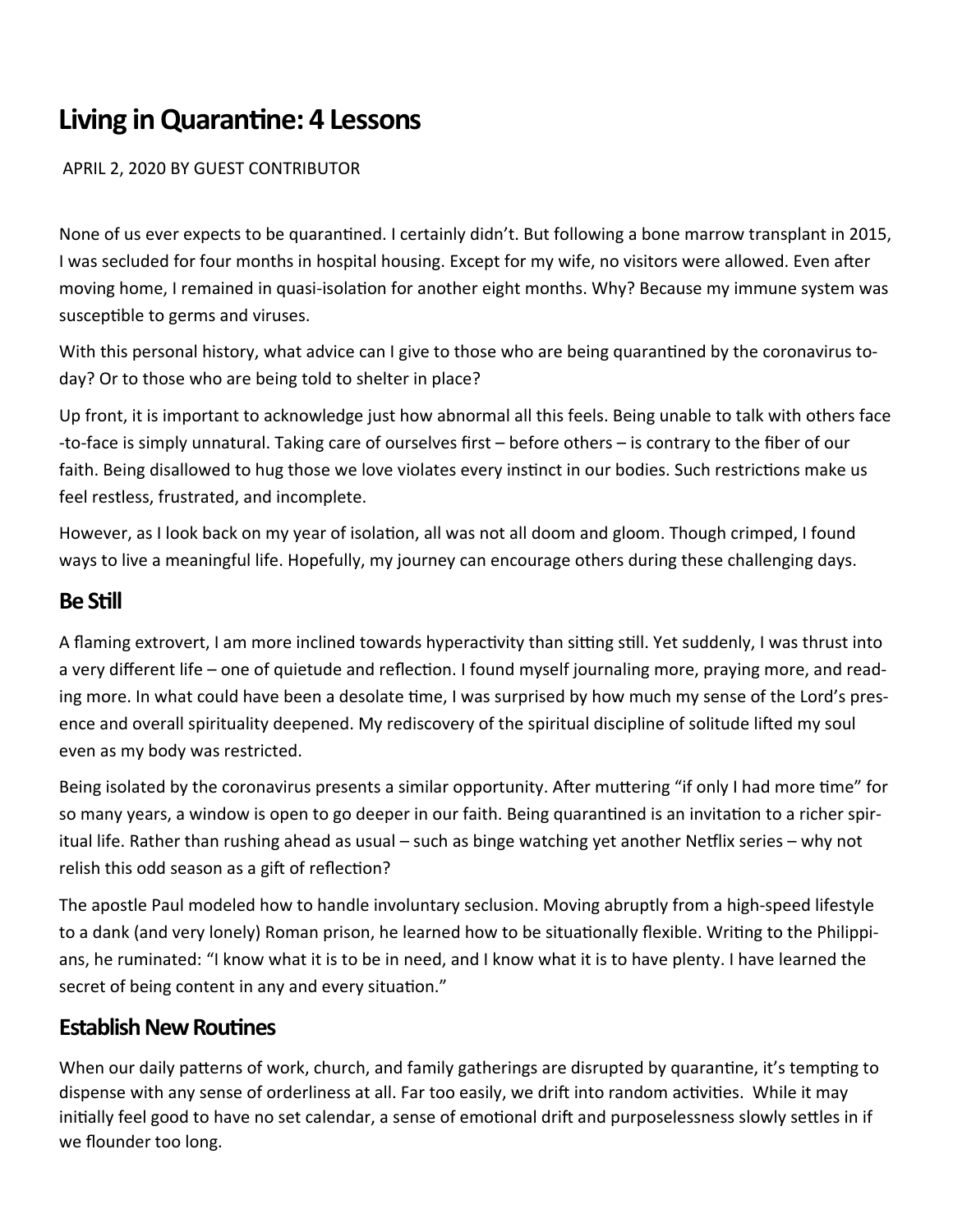# Living in Quarantine: 4 Lessons

APRIL 2, 2020 BY GUEST CONTRIBUTOR

None of us ever expects to be quarantined. I certainly didn't. But following a bone marrow transplant in 2015, I was secluded for four months in hospital housing. Except for my wife, no visitors were allowed. Even after moving home, I remained in quasi-isolation for another eight months. Why? Because my immune system was susceptible to germs and viruses.

With this personal history, what advice can I give to those who are being quarantined by the coronavirus today? Or to those who are being told to shelter in place?

Up front, it is important to acknowledge just how abnormal all this feels. Being unable to talk with others face-to-face is simply unnatural. Taking care of ourselves first – before others – is contrary to the fiber of our faith. Being disallowed to hug those we love violates every instinct in our bodies. Such restrictions make us feel restless, frustrated, and incomplete.

However, as I look back on my year of isolation, all was not all doom and gloom. Though crimped, I found ways to live a meaningful life. Hopefully, my journey can encourage others during these challenging days.

## Be Still

A flaming extrovert, I am more inclined towards hyperactivity than sitting still. Yet suddenly, I was thrust into a very different life – one of quietude and reflection. I found myself journaling more, praying more, and reading more. In what could have been a desolate time, I was surprised by how much my sense of the Lord's presence and overall spirituality deepened. My rediscovery of the spiritual discipline of solitude lifted my soul even as my body was restricted.

Being isolated by the coronavirus presents a similar opportunity. After muttering "if only I had more time" for so many years, a window is open to go deeper in our faith. Being quarantined is an invitation to a richer spiritual life. Rather than rushing ahead as usual – such as binge watching yet another Netflix series – why not relish this odd season as a gift of reflection?

The apostle Paul modeled how to handle involuntary seclusion. Moving abruptly from a high-speed lifestyle to a dank (and very lonely) Roman prison, he learned how to be situationally flexible. Writing to the Philippians, he ruminated: "I know what it is to be in need, and I know what it is to have plenty. I have learned the secret of being content in any and every situation."

## Establish New Routines

When our daily patterns of work, church, and family gatherings are disrupted by quarantine, it's tempting to dispense with any sense of orderliness at all. Far too easily, we drift into random activities. While it may initially feel good to have no set calendar, a sense of emotional drift and purposelessness slowly settles in if we flounder too long.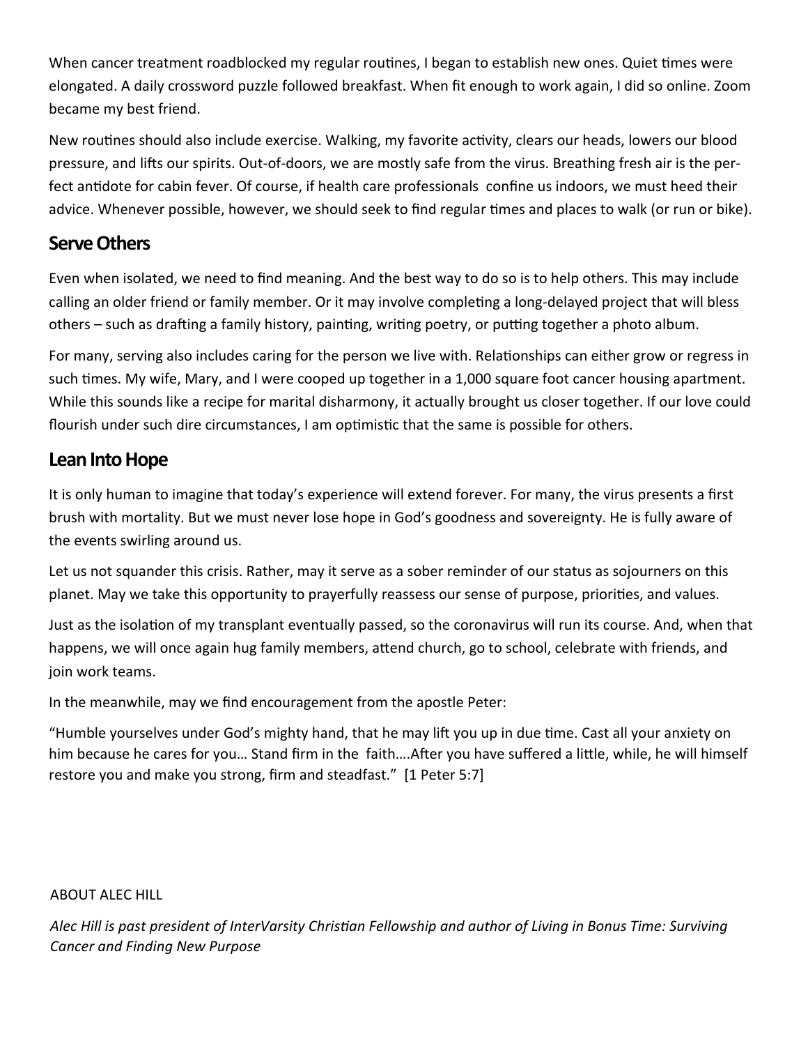When cancer treatment roadblocked my regular routines, I began to establish new ones. Quiet times were elongated. A daily crossword puzzle followed breakfast. When fit enough to work again, I did so online. Zoom became my best friend.

New routines should also include exercise. Walking, my favorite activity, clears our heads, lowers our blood pressure, and lifts our spirits. Out-of-doors, we are mostly safe from the virus. Breathing fresh air is the perfect antidote for cabin fever. Of course, if health care professionals confine us indoors, we must heed their advice. Whenever possible, however, we should seek to find regular times and places to walk (or run or bike).

## Serve Others

Even when isolated, we need to find meaning. And the best way to do so is to help others. This may include calling an older friend or family member. Or it may involve completing a long-delayed project that will bless others – such as drafting a family history, painting, writing poetry, or putting together a photo album.

For many, serving also includes caring for the person we live with. Relationships can either grow or regress in such times. My wife, Mary, and I were cooped up together in a 1,000 square foot cancer housing apartment. While this sounds like a recipe for marital disharmony, it actually brought us closer together. If our love could flourish under such dire circumstances, I am optimistic that the same is possible for others.

## Lean Into Hope

It is only human to imagine that today's experience will extend forever. For many, the virus presents a first brush with mortality. But we must never lose hope in God's goodness and sovereignty. He is fully aware of the events swirling around us.

Let us not squander this crisis. Rather, may it serve as a sober reminder of our status as sojourners on this planet. May we take this opportunity to prayerfully reassess our sense of purpose, priorities, and values.

Just as the isolation of my transplant eventually passed, so the coronavirus will run its course. And, when that happens, we will once again hug family members, attend church, go to school, celebrate with friends, and join work teams.

In the meanwhile, may we find encouragement from the apostle Peter:

"Humble yourselves under God's mighty hand, that he may lift you up in due time. Cast all your anxiety on him because he cares for you… Stand firm in the faith….After you have suffered a little, while, he will himself restore you and make you strong, firm and steadfast." [1 Peter 5:7]

ABOUT ALEC HILL

*Alec Hill is past president of InterVarsity Christian Fellowship and author of Living in Bonus Time: Surviving Cancer and Finding New Purpose*